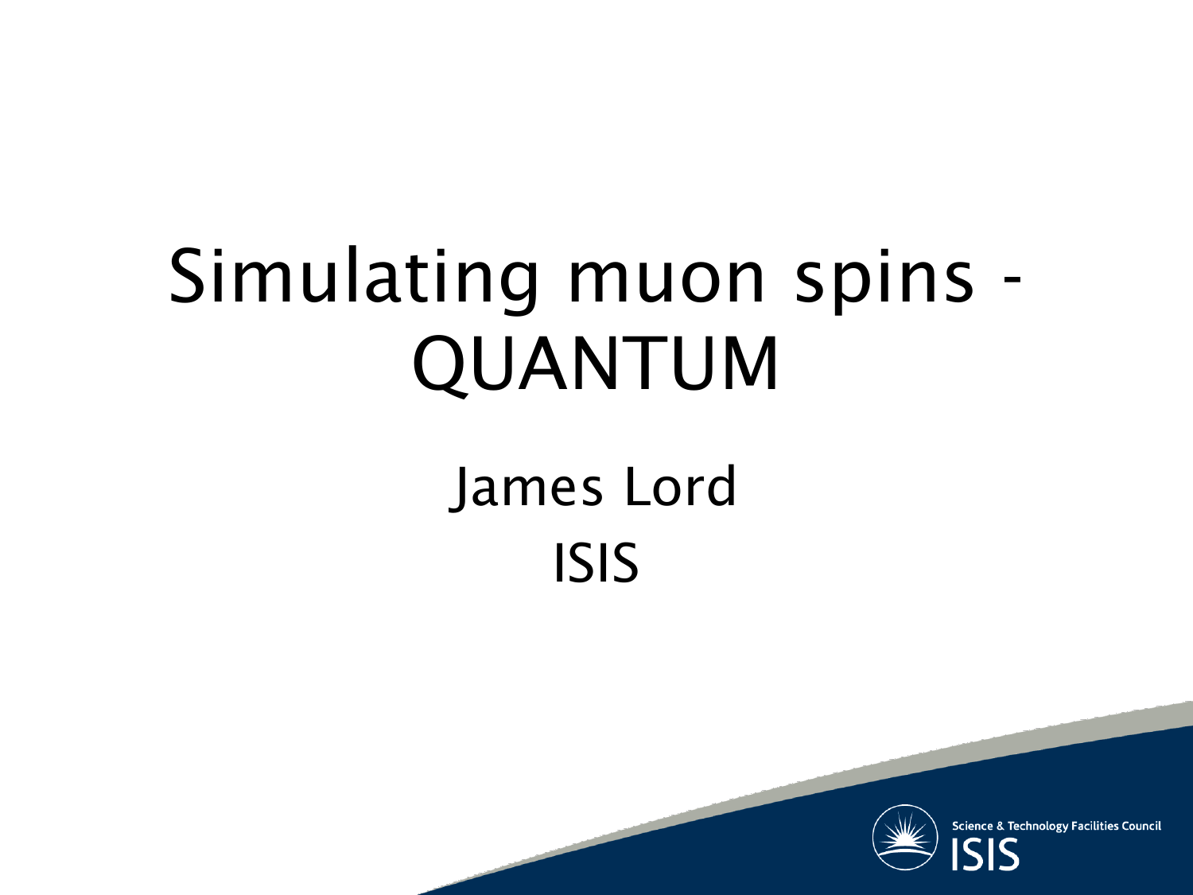# Simulating muon spins - QUANTUM

James Lord

ISIS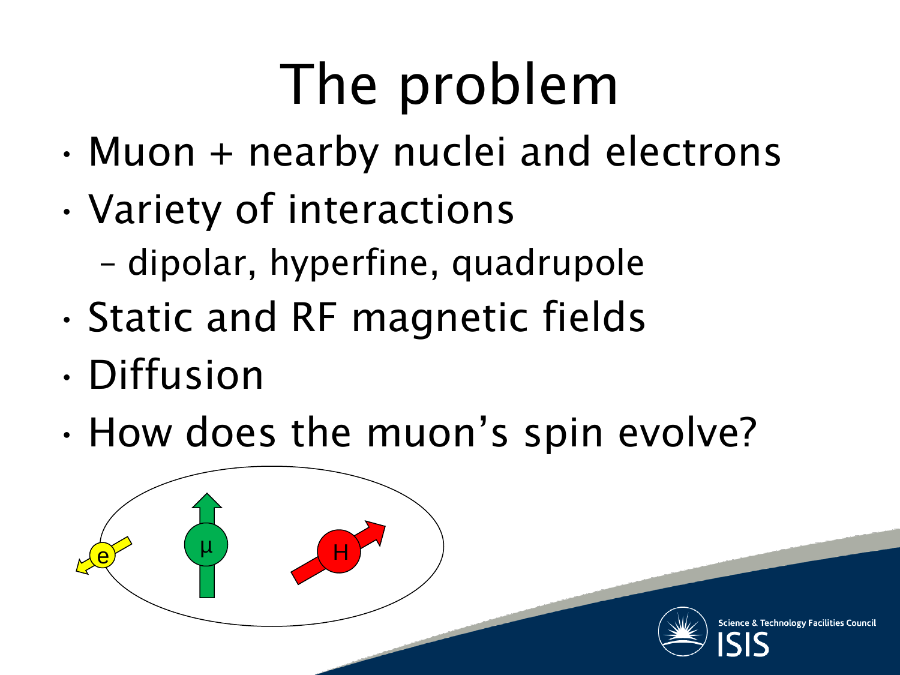# The problem

- Muon + nearby nuclei and electrons
- Variety of interactions
  - dipolar, hyperfine, quadrupole
- Static and RF magnetic fields
- Diffusion
- How does the muon's spin evolve?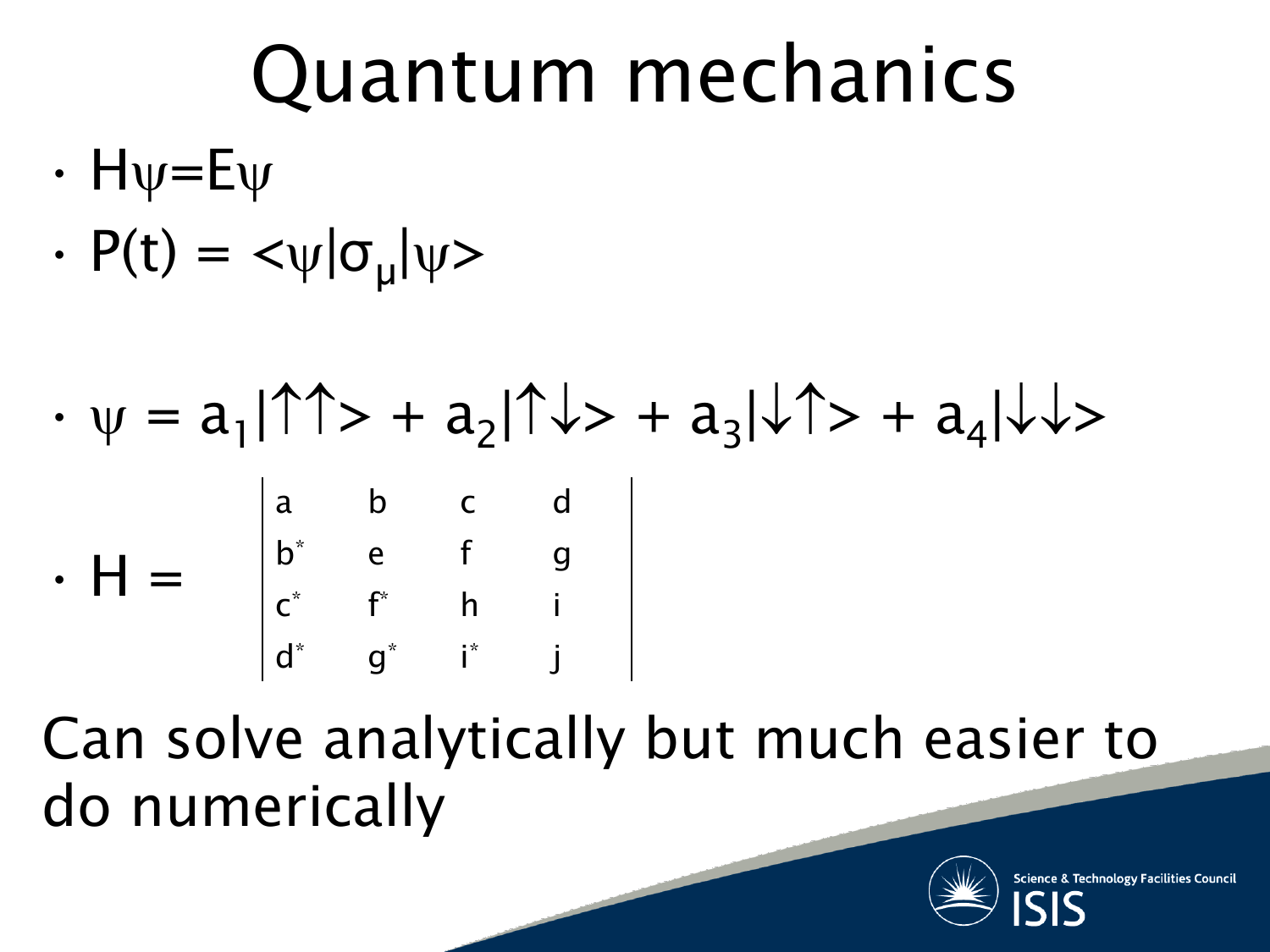# Quantum mechanics

- $H\psi = E\psi$
- $P(t) = \langle\psi|\sigma_\mu|\psi\rangle$

- $\psi = a_1|\uparrow\uparrow\rangle + a_2|\uparrow\downarrow\rangle + a_3|\downarrow\uparrow\rangle + a_4|\downarrow\downarrow\rangle$

- $$H = \begin{vmatrix} a & b & c & d \\ b^* & e & f & g \\ c^* & f^* & h & i \\ d^* & g^* & i^* & j \end{vmatrix}$$

Can solve analytically but much easier to do numerically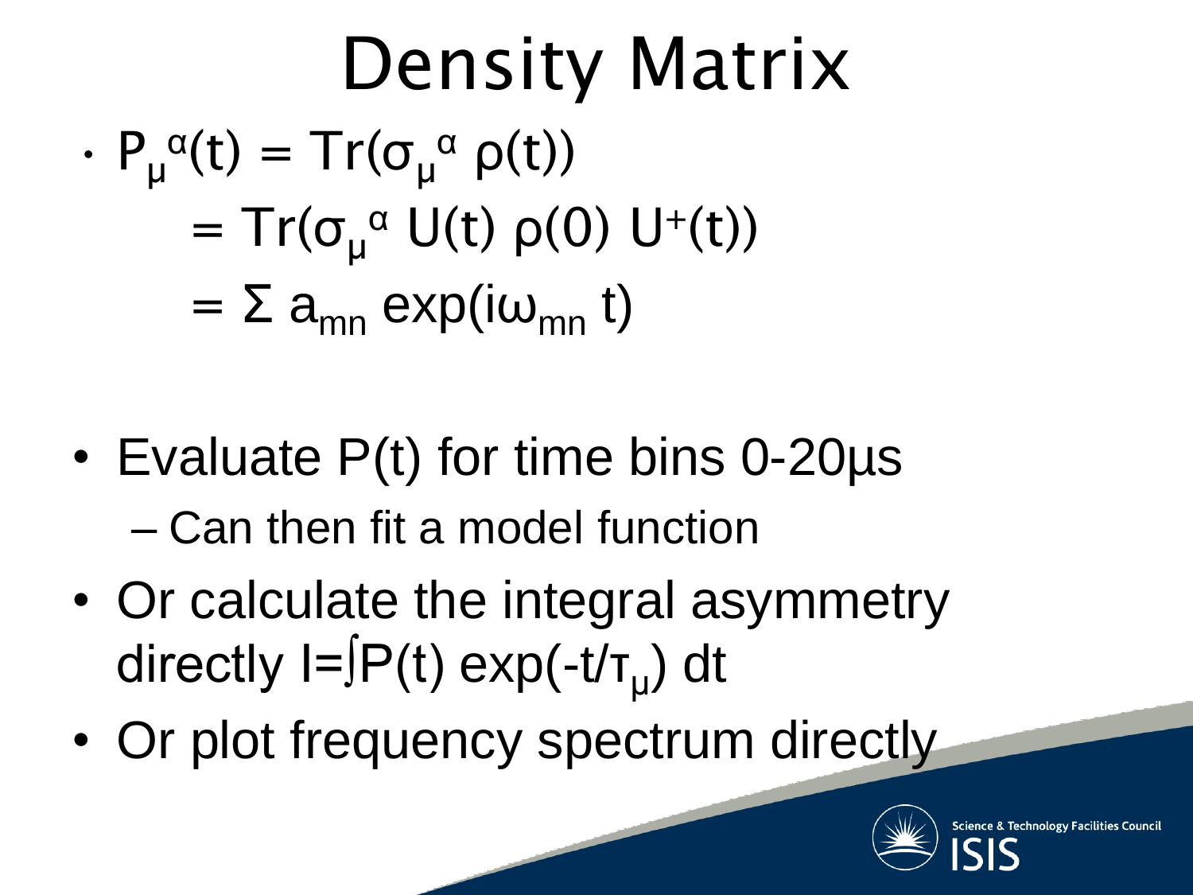# Density Matrix

- $P_\mu^\alpha(t) = \mathrm{Tr}(\sigma_\mu^\alpha \, \rho(t))$

  $= \mathrm{Tr}(\sigma_\mu^\alpha \, U(t) \, \rho(0) \, U^+(t))$

  $= \Sigma \, a_{mn} \exp(i\omega_{mn} \, t)$

- Evaluate P(t) for time bins 0-20μs
  - Can then fit a model function
- Or calculate the integral asymmetry directly $I = \int P(t) \exp(-t/\tau_\mu) \, dt$
- Or plot frequency spectrum directly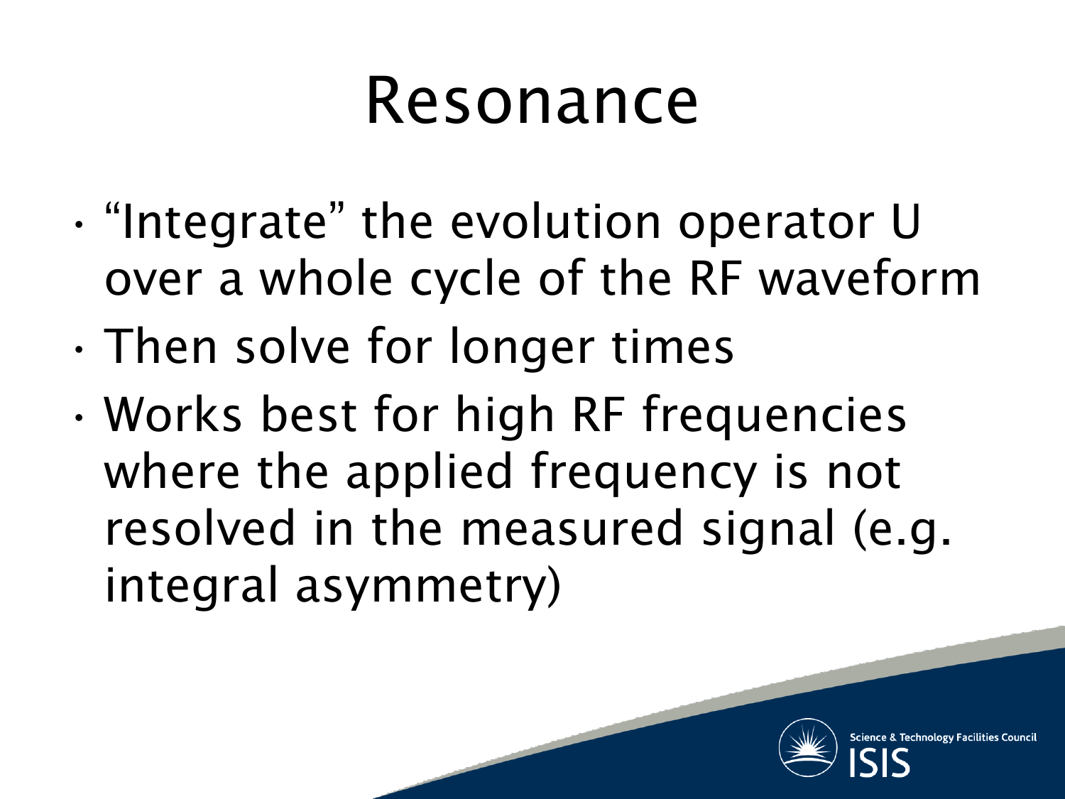# Resonance

- "Integrate" the evolution operator U over a whole cycle of the RF waveform
- Then solve for longer times
- Works best for high RF frequencies where the applied frequency is not resolved in the measured signal (e.g. integral asymmetry)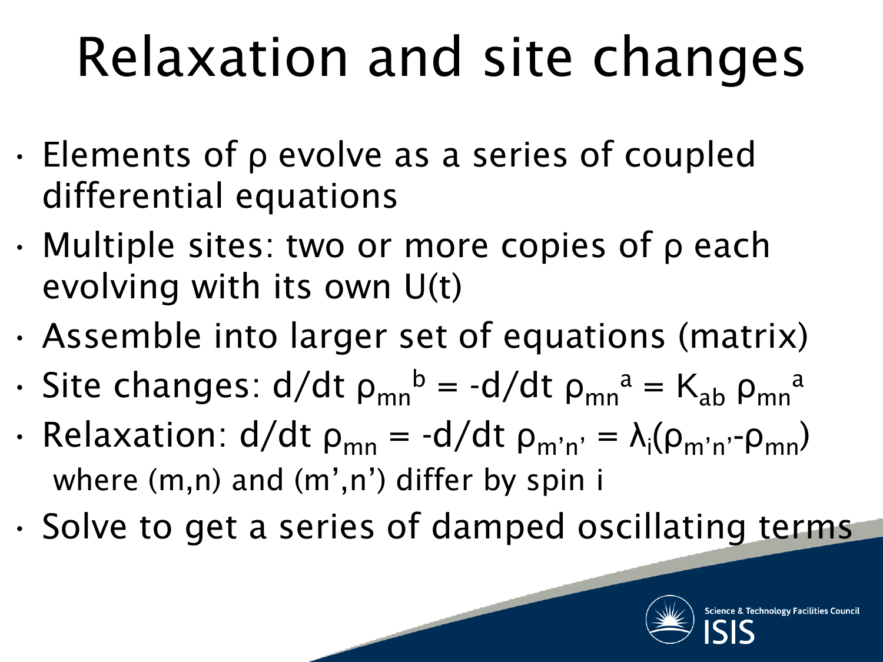# Relaxation and site changes

- Elements of $\rho$ evolve as a series of coupled differential equations
- Multiple sites: two or more copies of $\rho$ each evolving with its own $U(t)$
- Assemble into larger set of equations (matrix)
- Site changes: $d/dt\ \rho_{mn}^{b} = -d/dt\ \rho_{mn}^{a} = K_{ab}\ \rho_{mn}^{a}$
- Relaxation: $d/dt\ \rho_{mn} = -d/dt\ \rho_{m'n'} = \lambda_i(\rho_{m'n'} - \rho_{mn})$
  where (m,n) and (m',n') differ by spin i
- Solve to get a series of damped oscillating terms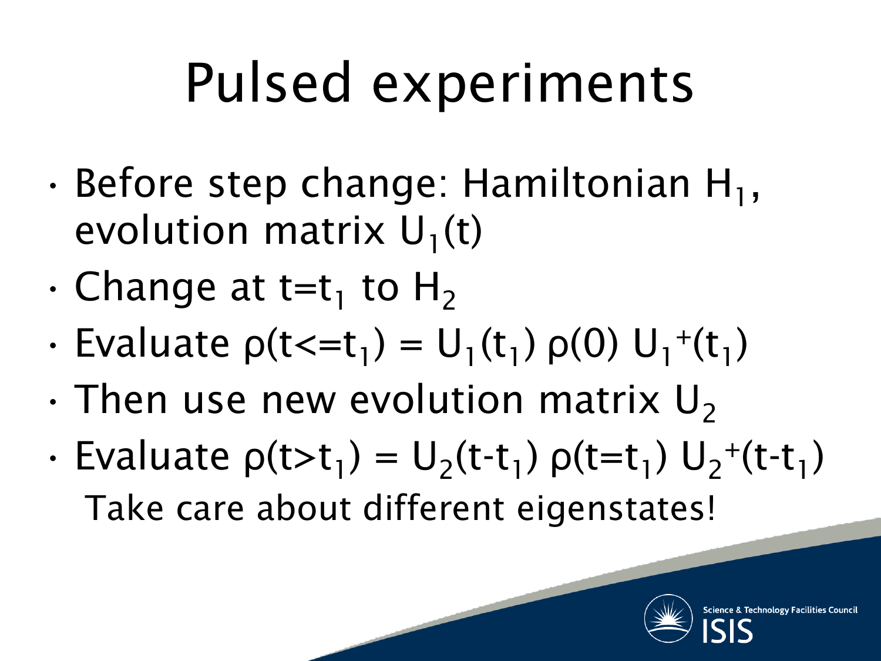# Pulsed experiments

- Before step change: Hamiltonian $H_1$, evolution matrix $U_1(t)$
- Change at $t=t_1$ to $H_2$
- Evaluate $\rho(t<=t_1) = U_1(t_1)\,\rho(0)\,U_1^{+}(t_1)$
- Then use new evolution matrix $U_2$
- Evaluate $\rho(t>t_1) = U_2(t-t_1)\,\rho(t=t_1)\,U_2^{+}(t-t_1)$

  Take care about different eigenstates!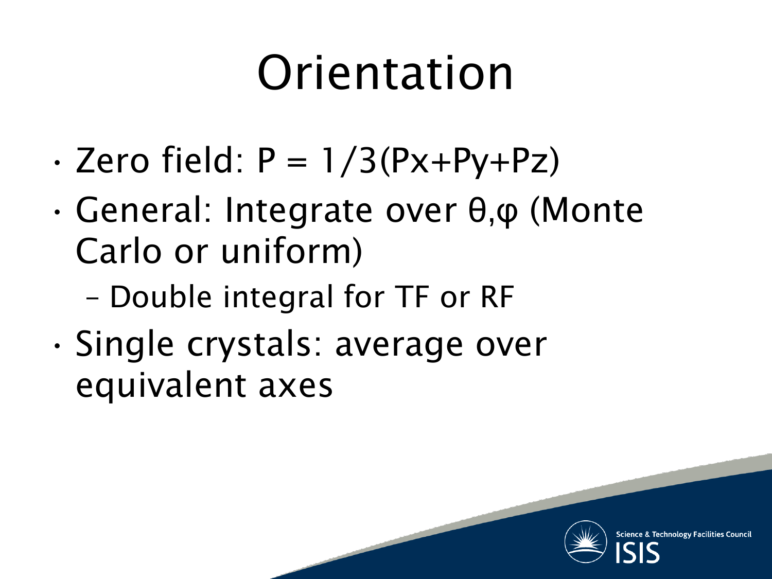# Orientation

- Zero field: $P = 1/3(P_x+P_y+P_z)$
- General: Integrate over $\theta,\varphi$ (Monte Carlo or uniform)
  - Double integral for TF or RF
- Single crystals: average over equivalent axes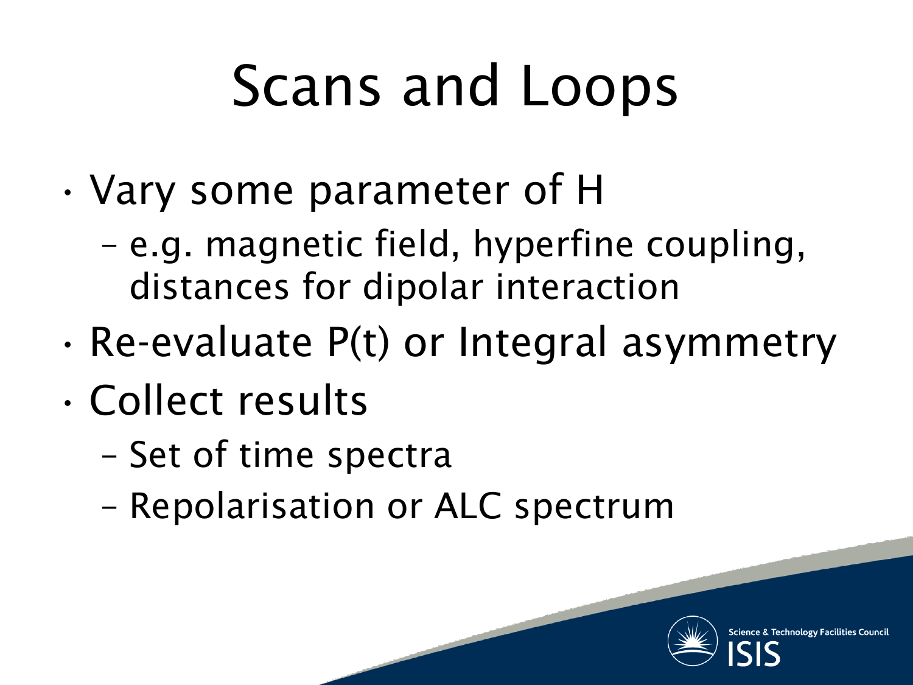# Scans and Loops

- Vary some parameter of H
  - e.g. magnetic field, hyperfine coupling, distances for dipolar interaction
- Re-evaluate P(t) or Integral asymmetry
- Collect results
  - Set of time spectra
  - Repolarisation or ALC spectrum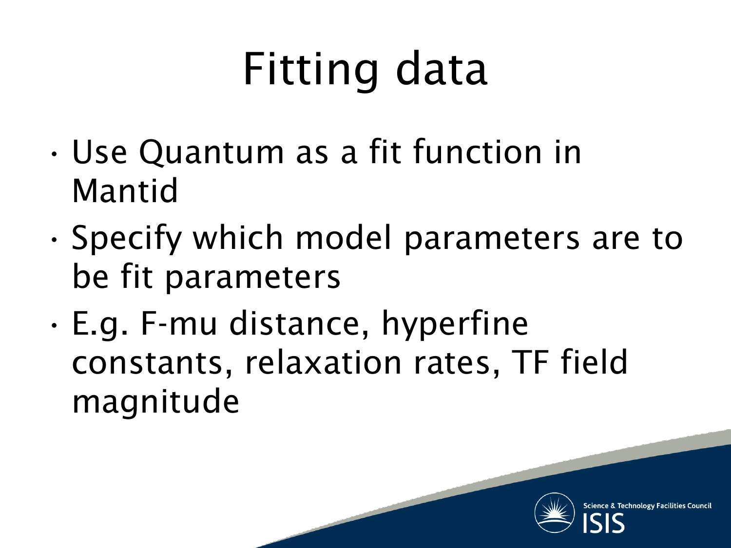# Fitting data

- Use Quantum as a fit function in Mantid
- Specify which model parameters are to be fit parameters
- E.g. F-mu distance, hyperfine constants, relaxation rates, TF field magnitude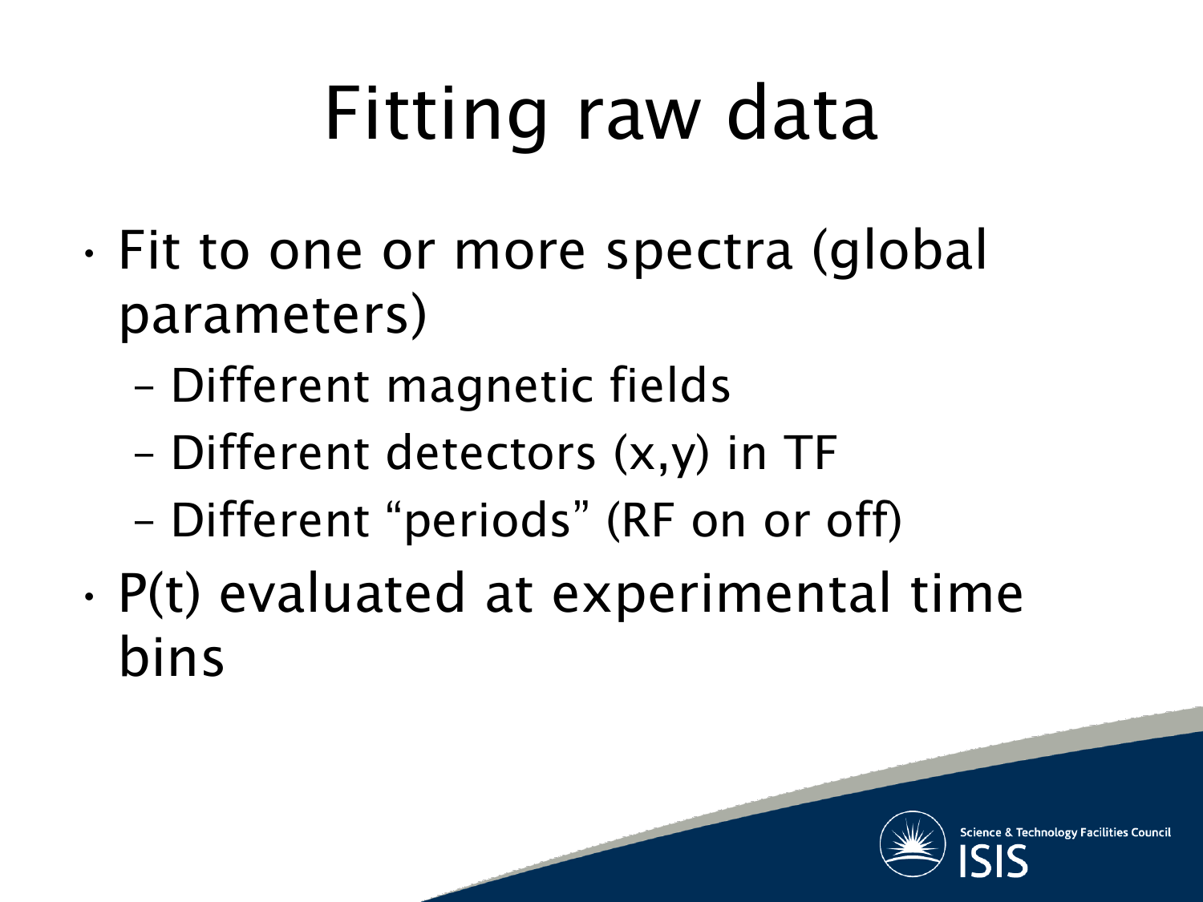# Fitting raw data

- Fit to one or more spectra (global parameters)
  - Different magnetic fields
  - Different detectors (x,y) in TF
  - Different "periods" (RF on or off)
- P(t) evaluated at experimental time bins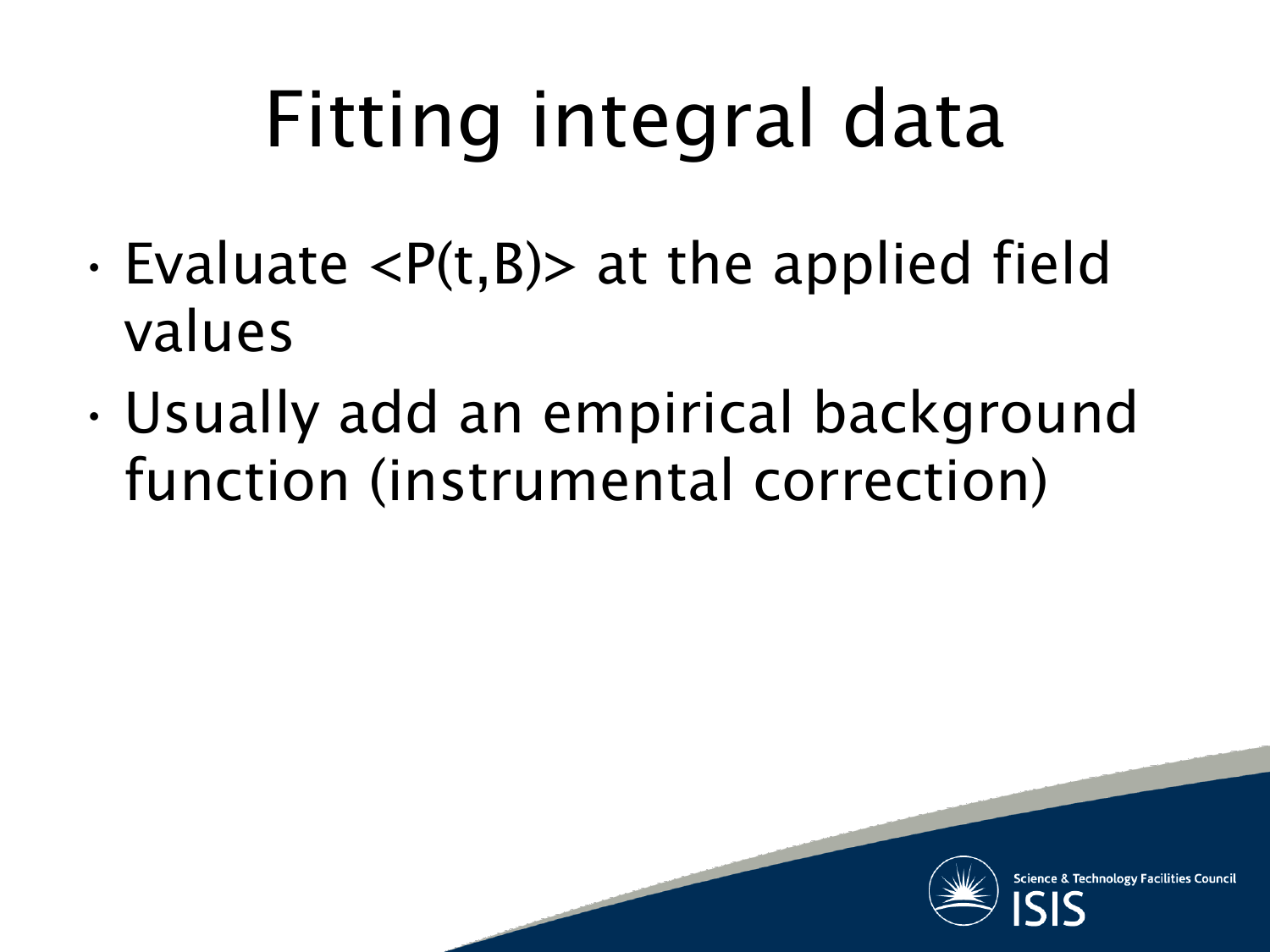# Fitting integral data

- Evaluate $\langle P(t,B) \rangle$ at the applied field values
- Usually add an empirical background function (instrumental correction)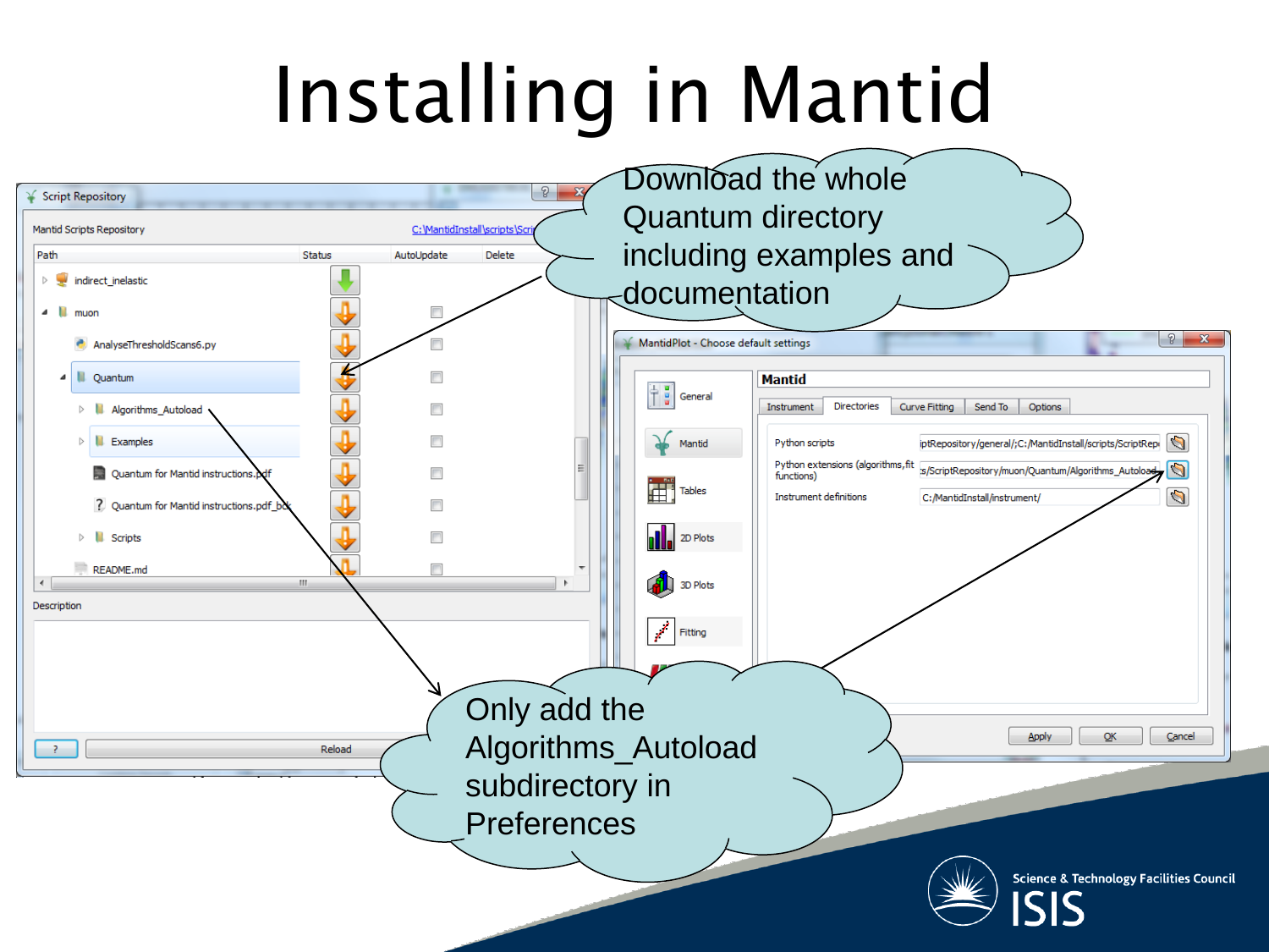# Installing in Mantid

Download the whole Quantum directory including examples and documentation

Only add the Algorithms_Autoload subdirectory in Preferences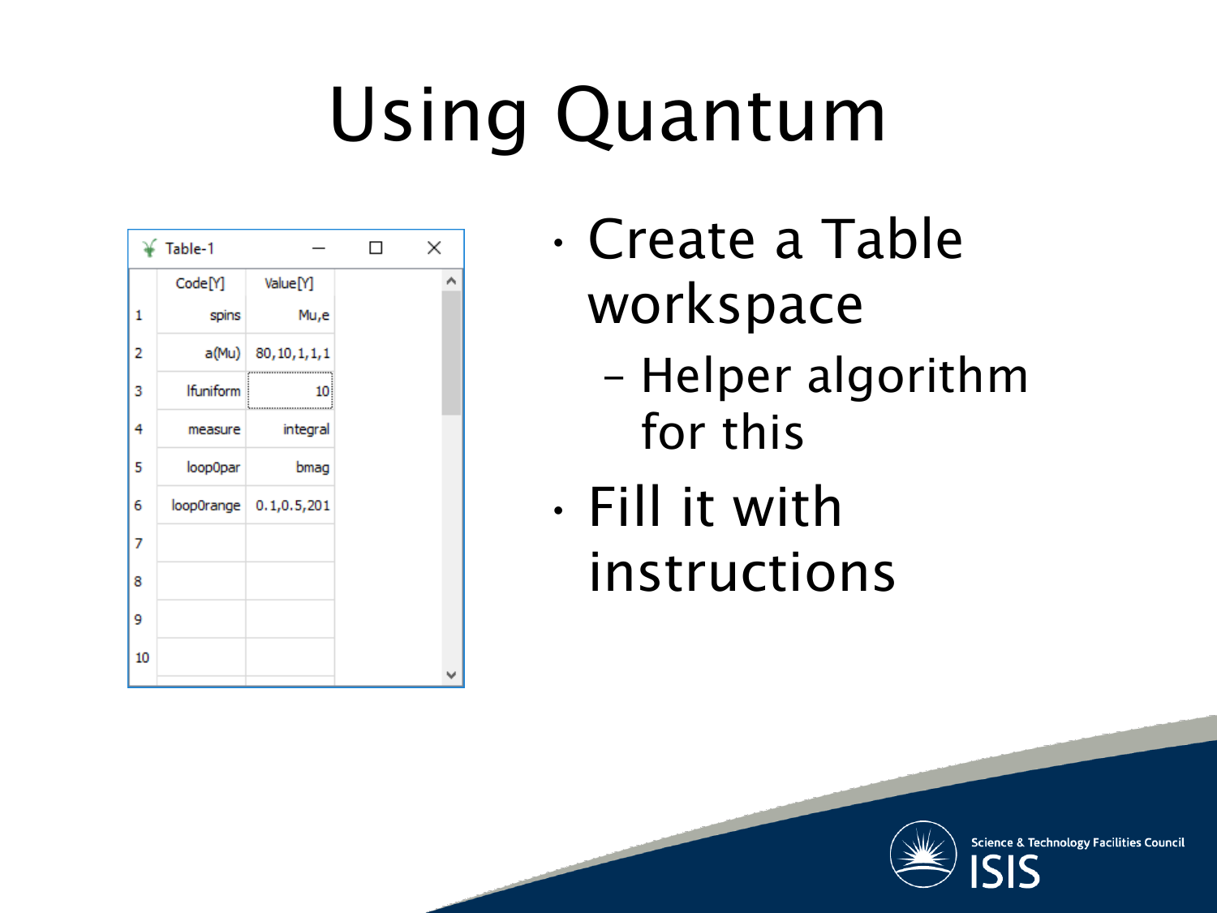# Using Quantum

| | Code[Y] | Value[Y] |
|---|---|---|
| 1 | spins | Mu,e |
| 2 | a(Mu) | 80,10,1,1,1 |
| 3 | lfuniform | 10 |
| 4 | measure | integral |
| 5 | loop0par | bmag |
| 6 | loop0range | 0.1,0.5,201 |
| 7 | | |
| 8 | | |
| 9 | | |
| 10 | | |

- Create a Table workspace
  - Helper algorithm for this
- Fill it with instructions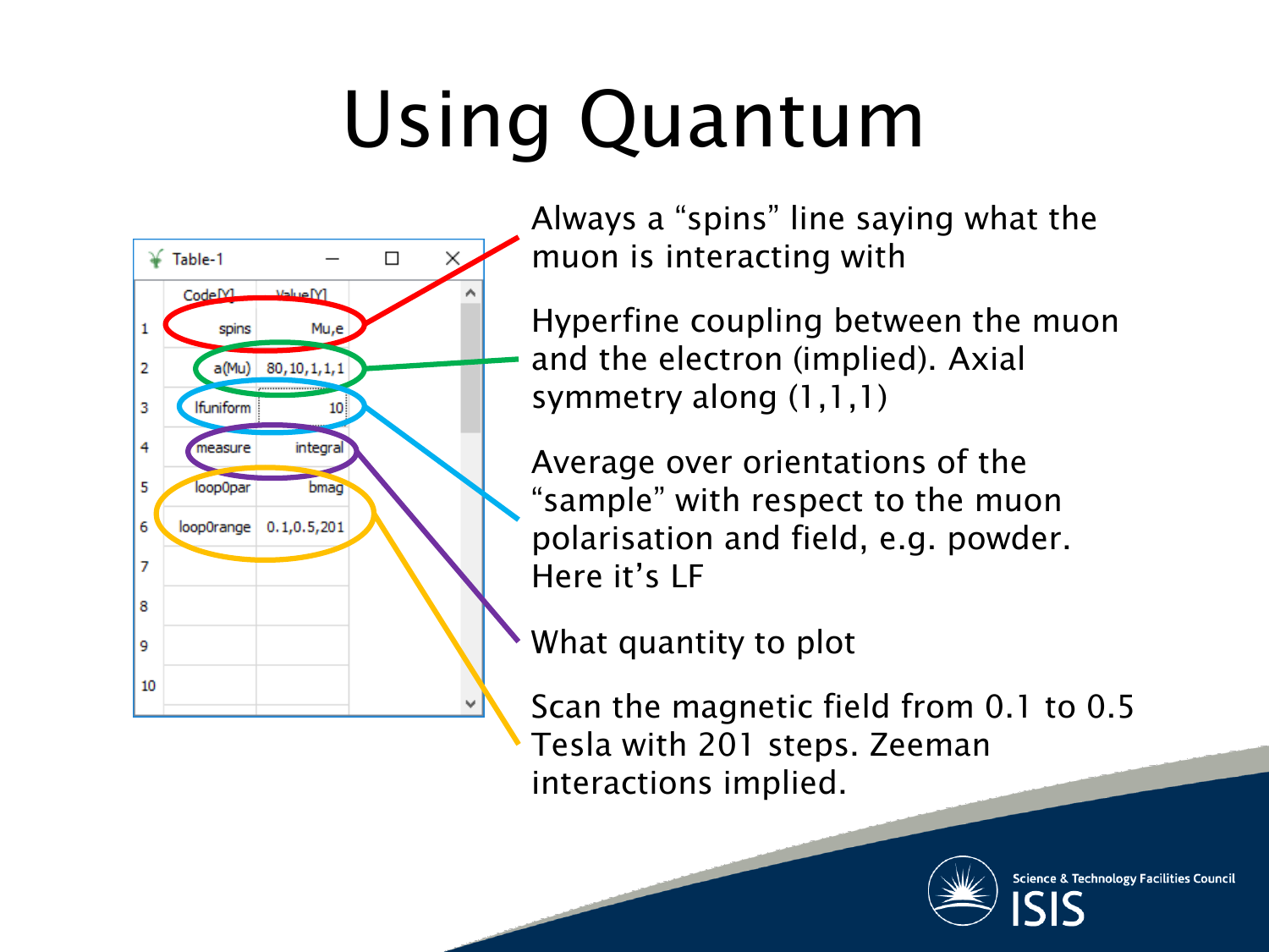# Using Quantum

| | Code[Y] | Value[Y] |
|---|---|---|
| 1 | spins | Mu,e |
| 2 | a(Mu) | 80,10,1,1,1 |
| 3 | lfuniform | 10 |
| 4 | measure | integral |
| 5 | loop0par | bmag |
| 6 | loop0range | 0.1,0.5,201 |
| 7 | | |
| 8 | | |
| 9 | | |
| 10 | | |

Always a “spins” line saying what the muon is interacting with

Hyperfine coupling between the muon and the electron (implied). Axial symmetry along (1,1,1)

Average over orientations of the “sample” with respect to the muon polarisation and field, e.g. powder. Here it’s LF

What quantity to plot

Scan the magnetic field from 0.1 to 0.5 Tesla with 201 steps. Zeeman interactions implied.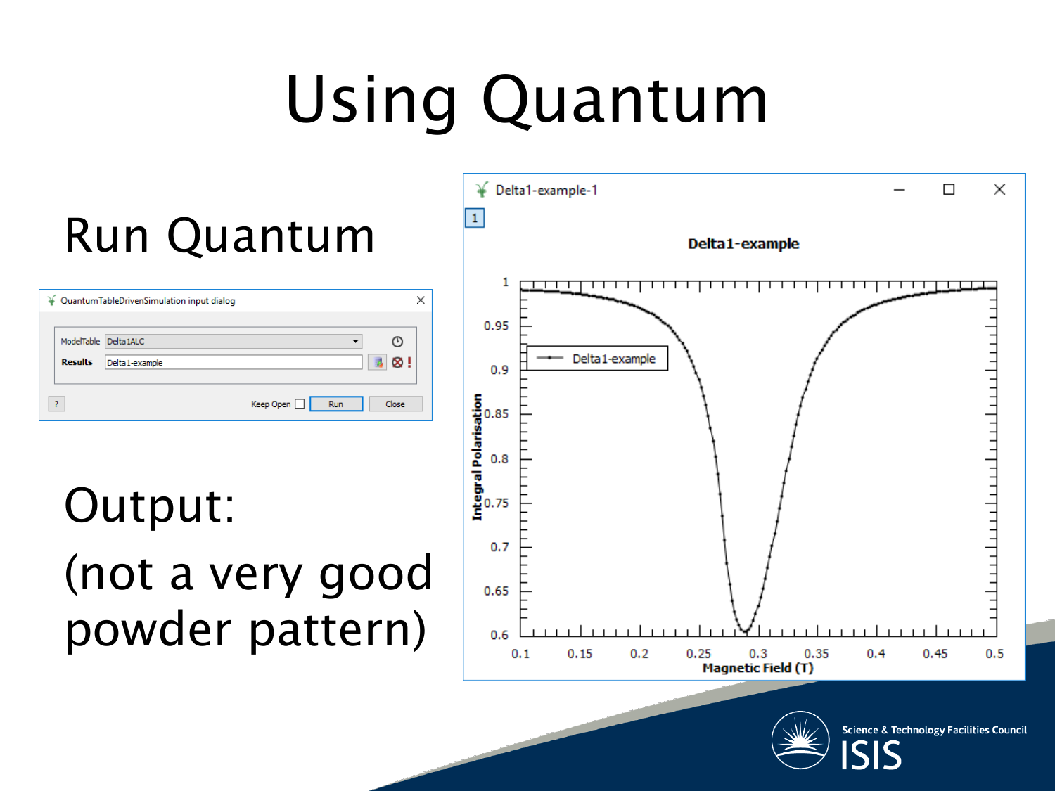# Using Quantum

## Run Quantum

QuantumTableDrivenSimulation input dialog

ModelTable: Delta1ALC

Results: Delta1-example

Keep Open | Run | Close

## Output:

(not a very good powder pattern)

Delta1-example-1

**Delta1-example**

Integral Polarisation vs. Magnetic Field (T)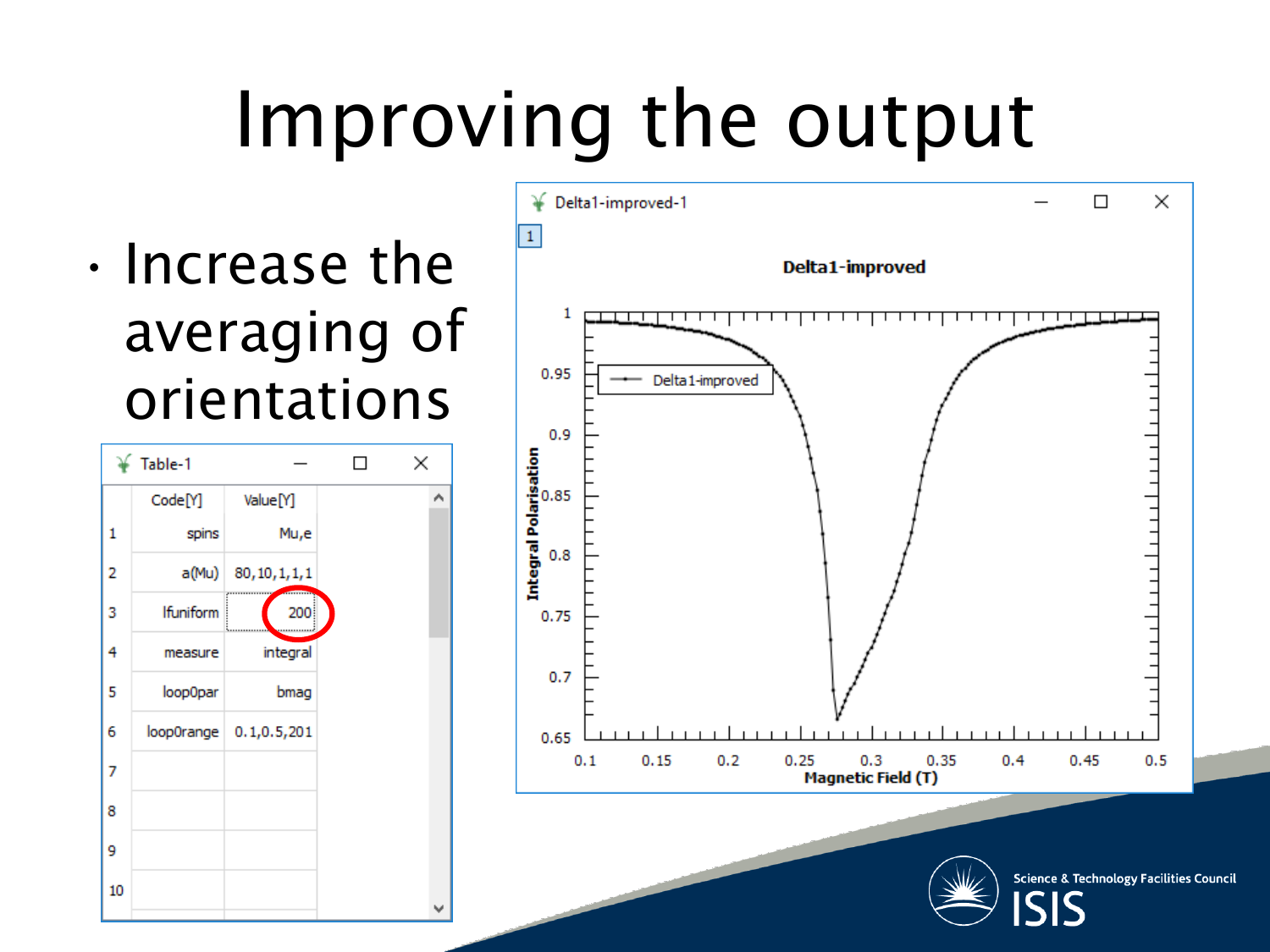# Improving the output

- Increase the averaging of orientations

| | Code[Y] | Value[Y] |
|---|---|---|
| 1 | spins | Mu,e |
| 2 | a(Mu) | 80,10,1,1,1 |
| 3 | lfuniform | 200 |
| 4 | measure | integral |
| 5 | loop0par | bmag |
| 6 | loop0range | 0.1,0.5,201 |
| 7 | | |
| 8 | | |
| 9 | | |
| 10 | | |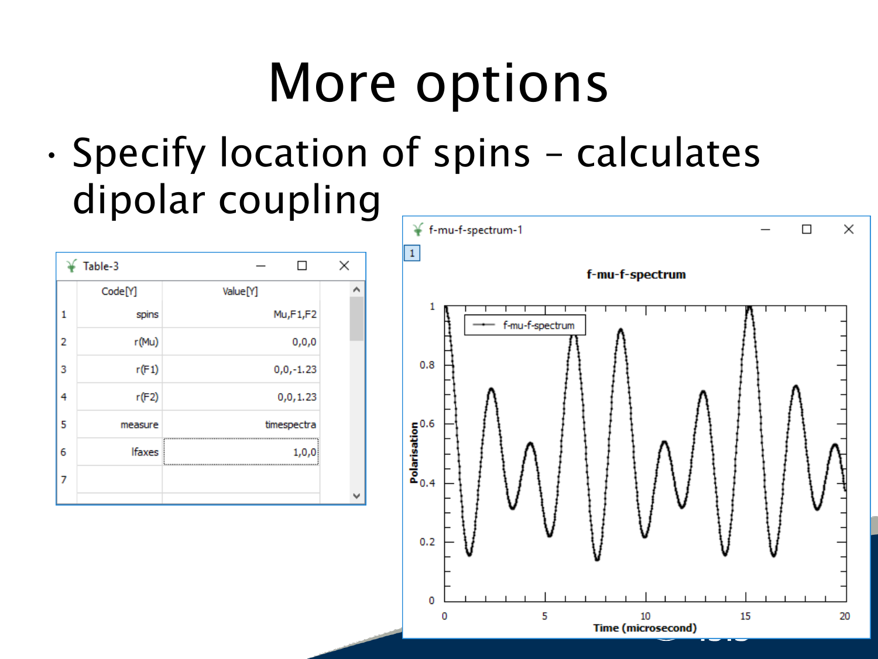# More options

- Specify location of spins – calculates dipolar coupling

**Table-3**

| | Code[Y] | Value[Y] |
|---|---|---|
| 1 | spins | Mu,F1,F2 |
| 2 | r(Mu) | 0,0,0 |
| 3 | r(F1) | 0,0,-1.23 |
| 4 | r(F2) | 0,0,1.23 |
| 5 | measure | timespectra |
| 6 | lfaxes | 1,0,0 |
| 7 | | |

**f-mu-f-spectrum-1**

f-mu-f-spectrum

Polarisation vs. Time (microsecond)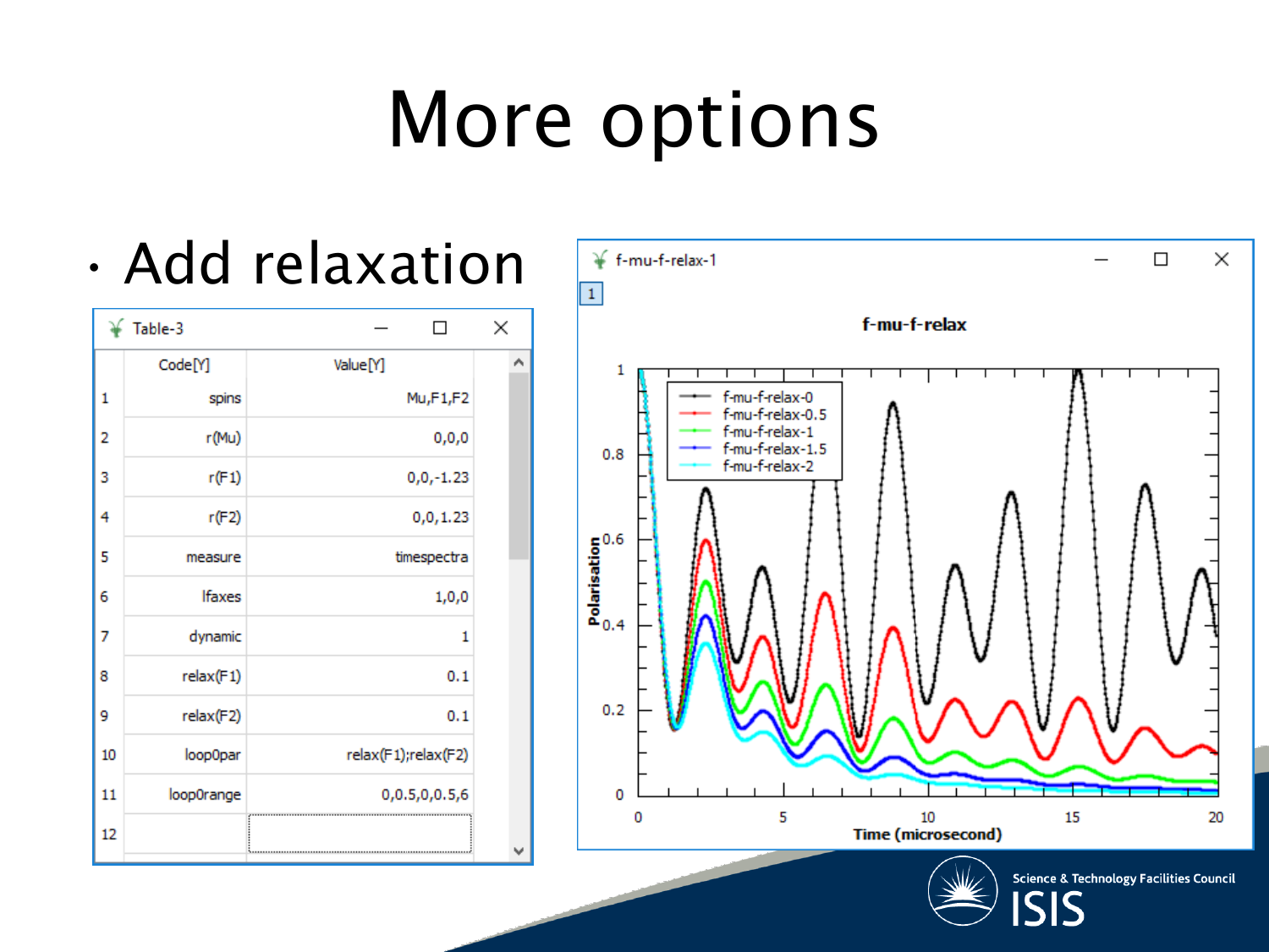# More options

- Add relaxation

Table-3

| | Code[Y] | Value[Y] |
|---|---|---|
| 1 | spins | Mu,F1,F2 |
| 2 | r(Mu) | 0,0,0 |
| 3 | r(F1) | 0,0,-1.23 |
| 4 | r(F2) | 0,0,1.23 |
| 5 | measure | timespectra |
| 6 | lfaxes | 1,0,0 |
| 7 | dynamic | 1 |
| 8 | relax(F1) | 0.1 |
| 9 | relax(F2) | 0.1 |
| 10 | loop0par | relax(F1);relax(F2) |
| 11 | loop0range | 0,0.5,0,0.5,6 |
| 12 | | |

f-mu-f-relax-1

**f-mu-f-relax**

Legend: f-mu-f-relax-0, f-mu-f-relax-0.5, f-mu-f-relax-1, f-mu-f-relax-1.5, f-mu-f-relax-2

Polarisation vs. Time (microsecond)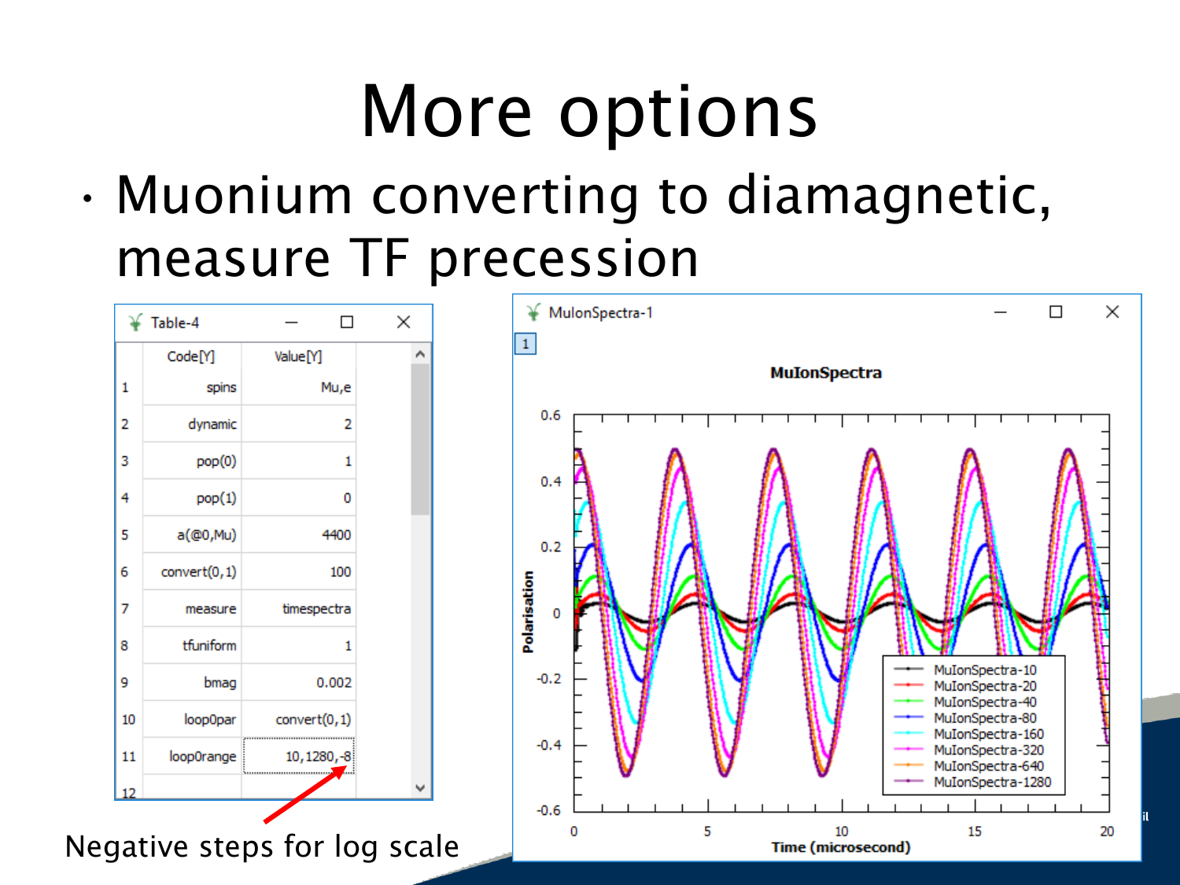# More options

- Muonium converting to diamagnetic, measure TF precession

| | Code[Y] | Value[Y] |
|---|---|---|
| 1 | spins | Mu,e |
| 2 | dynamic | 2 |
| 3 | pop(0) | 1 |
| 4 | pop(1) | 0 |
| 5 | a(@0,Mu) | 4400 |
| 6 | convert(0,1) | 100 |
| 7 | measure | timespectra |
| 8 | tfuniform | 1 |
| 9 | bmag | 0.002 |
| 10 | loop0par | convert(0,1) |
| 11 | loop0range | 10,1280,-8 |
| 12 | | |

Negative steps for log scale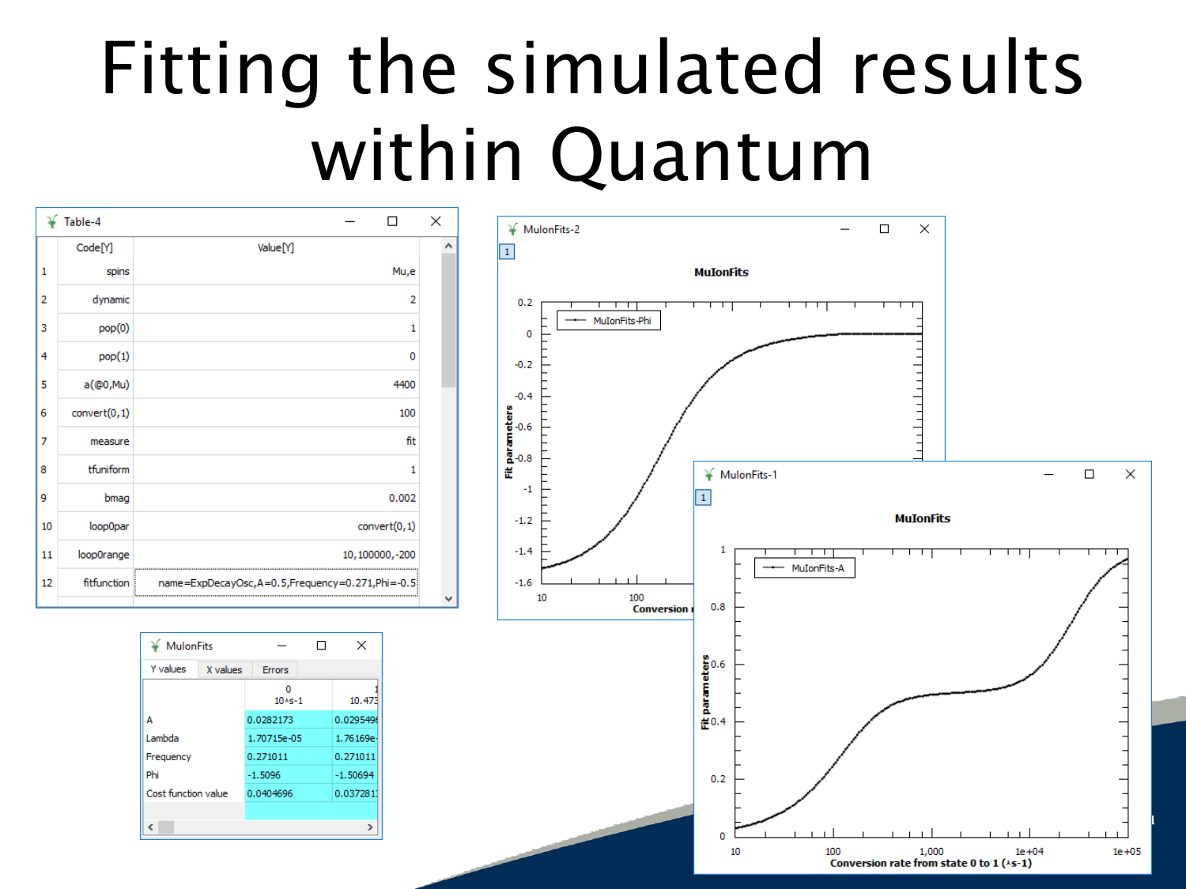# Fitting the simulated results within Quantum

**Table-4**

| | Code[Y] | Value[Y] |
|---|---|---|
| 1 | spins | Mu,e |
| 2 | dynamic | 2 |
| 3 | pop(0) | 1 |
| 4 | pop(1) | 0 |
| 5 | a(@0,Mu) | 4400 |
| 6 | convert(0,1) | 100 |
| 7 | measure | fit |
| 8 | tfuniform | 1 |
| 9 | bmag | 0.002 |
| 10 | loop0par | convert(0,1) |
| 11 | loop0range | 10,100000,-200 |
| 12 | fitfunction | name=ExpDecayOsc,A=0.5,Frequency=0.271,Phi=-0.5 |

**MuIonFits**

| | 0 10^s-1 | 1 10.473 |
|---|---|---|
| A | 0.0282173 | 0.0295496 |
| Lambda | 1.70715e-05 | 1.76169e- |
| Frequency | 0.271011 | 0.271011 |
| Phi | -1.5096 | -1.50694 |
| Cost function value | 0.0404696 | 0.037281 |

**MuIonFits-2**: MuIonFits (MuIonFits-Phi); y-axis: Fit parameters; x-axis: Conversion rate

**MuIonFits-1**: MuIonFits (MuIonFits-A); y-axis: Fit parameters; x-axis: Conversion rate from state 0 to 1 (^s-1)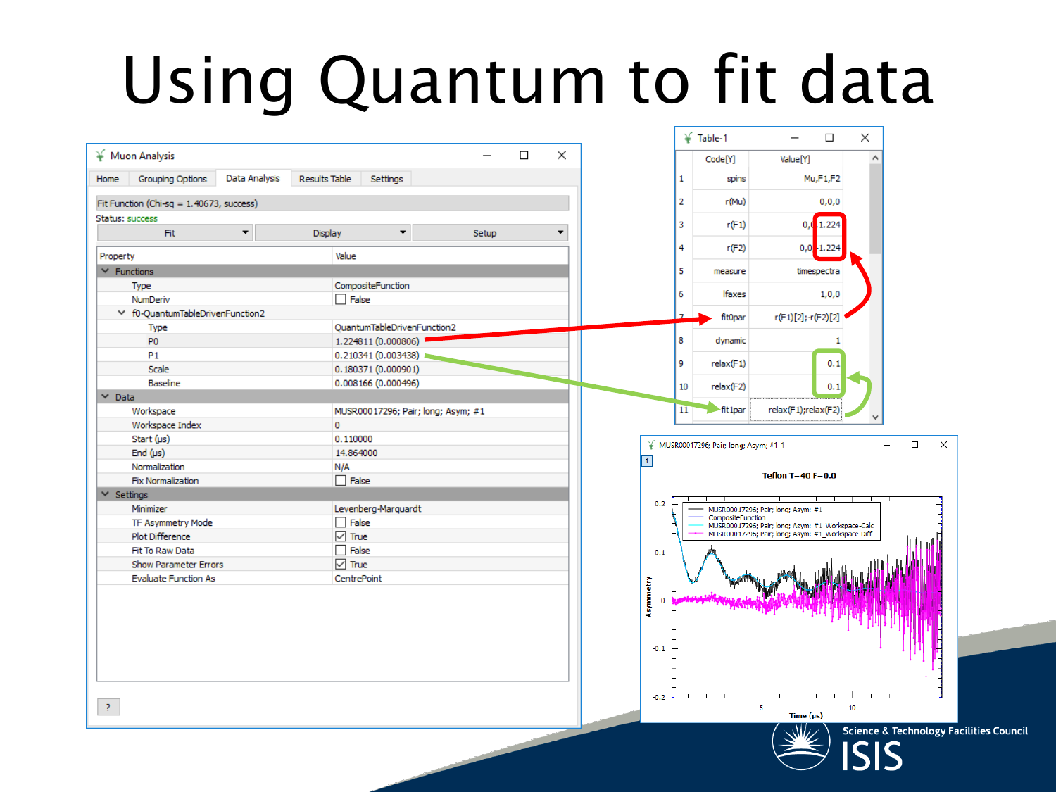# Using Quantum to fit data

**Muon Analysis**

Home | Grouping Options | Data Analysis | Results Table | Settings

Fit Function (Chi-sq = 1.40673, success)

Status: success

Fit | Display | Setup

| Property | Value |
|---|---|
| **Functions** | |
| Type | CompositeFunction |
| NumDeriv | False |
| f0-QuantumTableDrivenFunction2 | |
| Type | QuantumTableDrivenFunction2 |
| P0 | 1.224811 (0.000806) |
| P1 | 0.210341 (0.003438) |
| Scale | 0.180371 (0.000901) |
| Baseline | 0.008166 (0.000496) |
| **Data** | |
| Workspace | MUSR00017296; Pair; long; Asym; #1 |
| Workspace Index | 0 |
| Start (μs) | 0.110000 |
| End (μs) | 14.864000 |
| Normalization | N/A |
| Fix Normalization | False |
| **Settings** | |
| Minimizer | Levenberg-Marquardt |
| TF Asymmetry Mode | False |
| Plot Difference | True |
| Fit To Raw Data | False |
| Show Parameter Errors | True |
| Evaluate Function As | CentrePoint |

**Table-1**

| | Code[Y] | Value[Y] |
|---|---|---|
| 1 | spins | Mu,F1,F2 |
| 2 | r(Mu) | 0,0,0 |
| 3 | r(F1) | 0,0,1.224 |
| 4 | r(F2) | 0,0,-1.224 |
| 5 | measure | timespectra |
| 6 | lfaxes | 1,0,0 |
| 7 | fit0par | r(F1)[2];-r(F2)[2] |
| 8 | dynamic | 1 |
| 9 | relax(F1) | 0.1 |
| 10 | relax(F2) | 0.1 |
| 11 | fit1par | relax(F1);relax(F2) |

**MUSR00017296; Pair; long; Asym; #1-1**

Teflon T=40 F=0.0

Legend: MUSR00017296; Pair; long; Asym; #1 — CompositeFunction — MUSR00017296; Pair; long; Asym; #1_Workspace-Calc — MUSR00017296; Pair; long; Asym; #1_Workspace-Diff

Asymmetry vs Time (μs)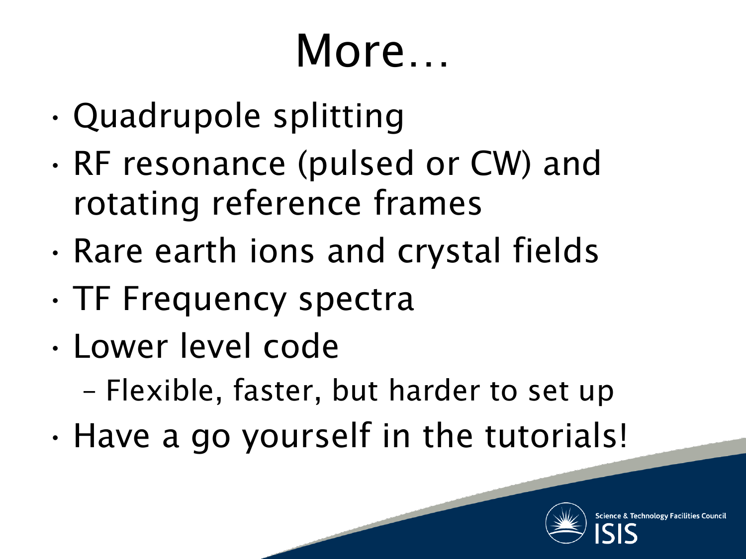# More…

- Quadrupole splitting
- RF resonance (pulsed or CW) and rotating reference frames
- Rare earth ions and crystal fields
- TF Frequency spectra
- Lower level code
  - Flexible, faster, but harder to set up
- Have a go yourself in the tutorials!